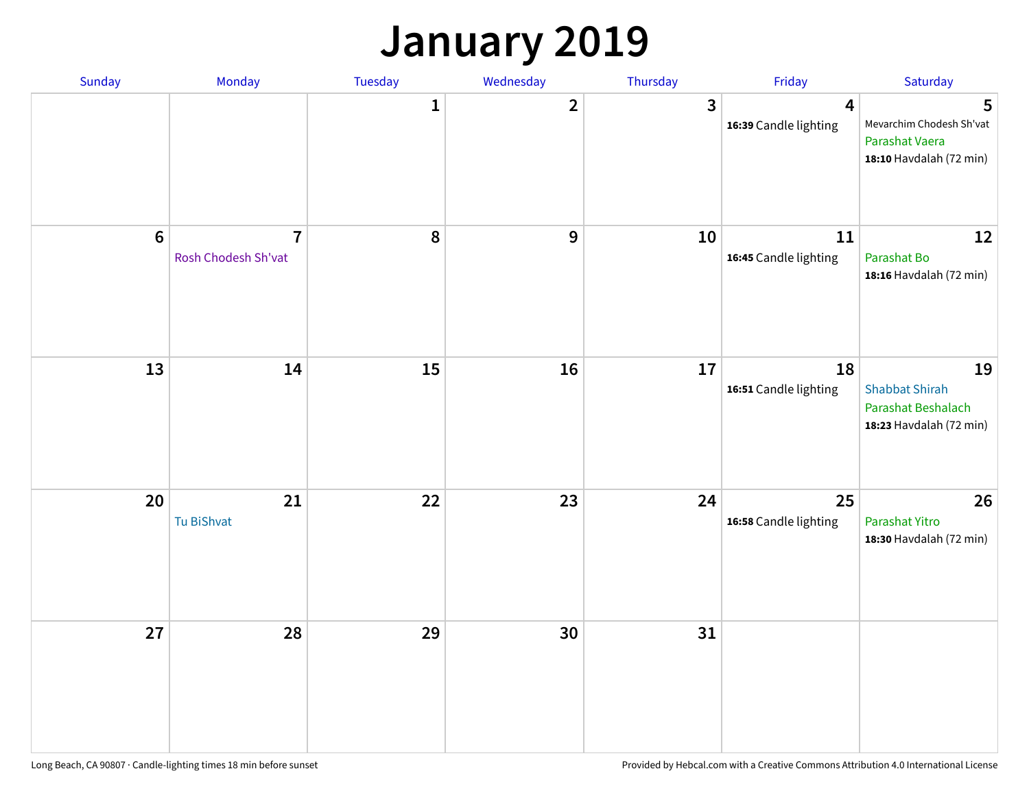# January 2019

| Sunday | Monday | Tuesday | Wednesday | Thursday | Friday | Saturday |
|---|---|---|---|---|---|---|
| | | 1 | 2 | 3 | 4<br>**16:39** Candle lighting | 5<br>Mevarchim Chodesh Sh'vat<br>Parashat Vaera<br>**18:10** Havdalah (72 min) |
| 6 | 7<br>Rosh Chodesh Sh'vat | 8 | 9 | 10 | 11<br>**16:45** Candle lighting | 12<br>Parashat Bo<br>**18:16** Havdalah (72 min) |
| 13 | 14 | 15 | 16 | 17 | 18<br>**16:51** Candle lighting | 19<br>Shabbat Shirah<br>Parashat Beshalach<br>**18:23** Havdalah (72 min) |
| 20 | 21<br>Tu BiShvat | 22 | 23 | 24 | 25<br>**16:58** Candle lighting | 26<br>Parashat Yitro<br>**18:30** Havdalah (72 min) |
| 27 | 28 | 29 | 30 | 31 | | |

Long Beach, CA 90807 · Candle-lighting times 18 min before sunset

Provided by Hebcal.com with a Creative Commons Attribution 4.0 International License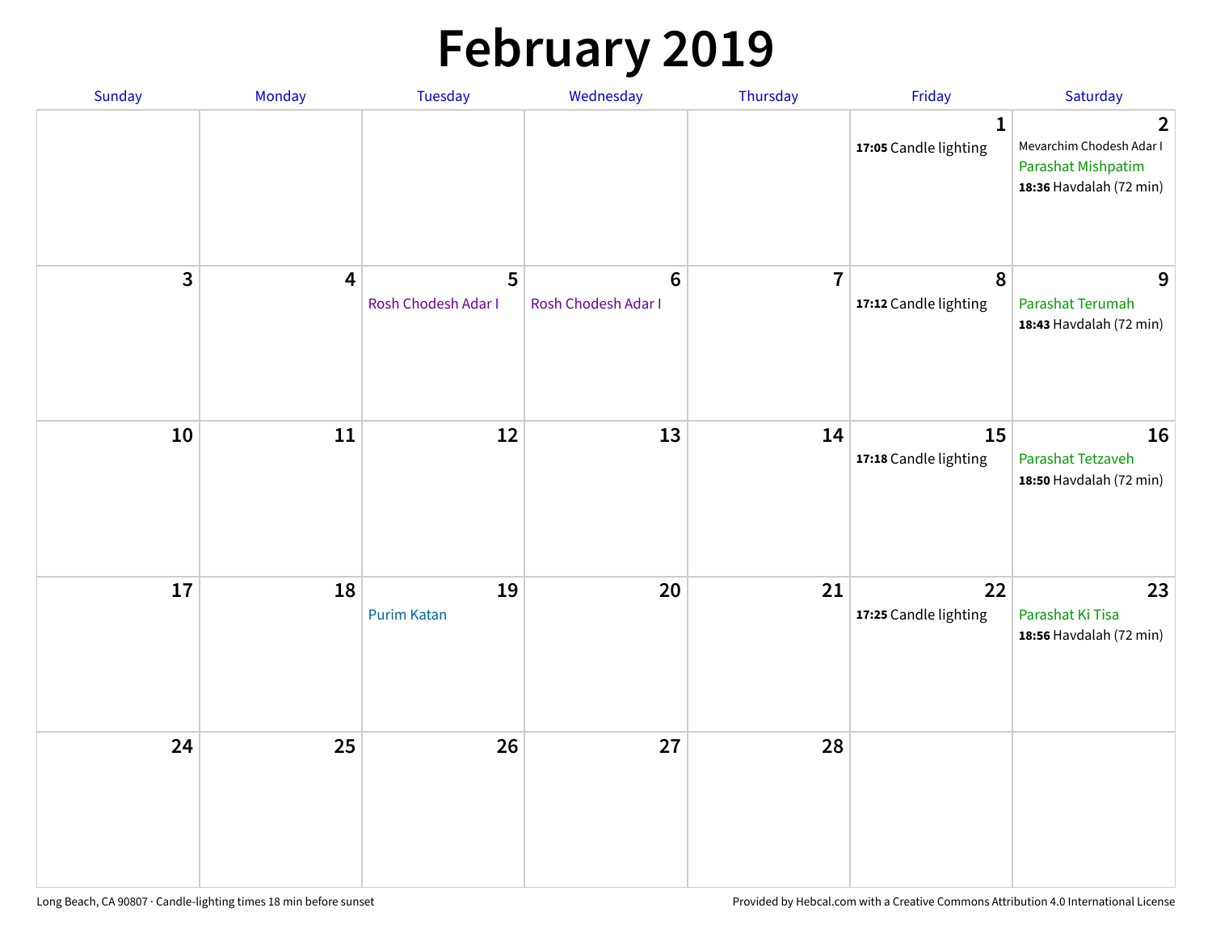# February 2019

| Sunday | Monday | Tuesday | Wednesday | Thursday | Friday | Saturday |
|---|---|---|---|---|---|---|
| | | | | | 1<br>**17:05** Candle lighting | 2<br>Mevarchim Chodesh Adar I<br>Parashat Mishpatim<br>**18:36** Havdalah (72 min) |
| 3 | 4 | 5<br>Rosh Chodesh Adar I | 6<br>Rosh Chodesh Adar I | 7 | 8<br>**17:12** Candle lighting | 9<br>Parashat Terumah<br>**18:43** Havdalah (72 min) |
| 10 | 11 | 12 | 13 | 14 | 15<br>**17:18** Candle lighting | 16<br>Parashat Tetzaveh<br>**18:50** Havdalah (72 min) |
| 17 | 18 | 19<br>Purim Katan | 20 | 21 | 22<br>**17:25** Candle lighting | 23<br>Parashat Ki Tisa<br>**18:56** Havdalah (72 min) |
| 24 | 25 | 26 | 27 | 28 | | |

Long Beach, CA 90807 · Candle-lighting times 18 min before sunset

Provided by Hebcal.com with a Creative Commons Attribution 4.0 International License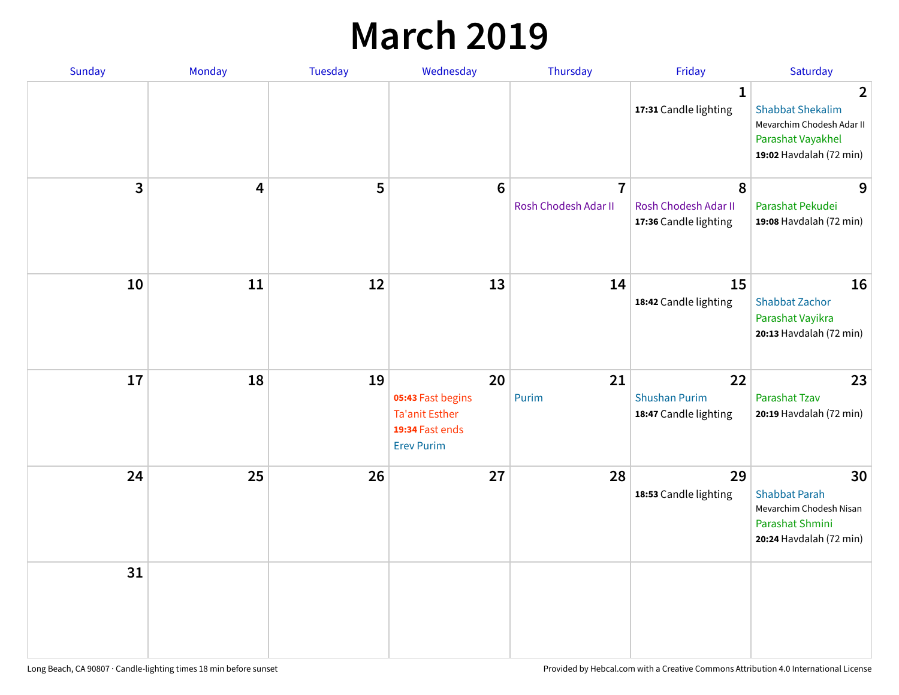# March 2019

| Sunday | Monday | Tuesday | Wednesday | Thursday | Friday | Saturday |
|---|---|---|---|---|---|---|
| | | | | | **1**<br>**17:31** Candle lighting | **2**<br>Shabbat Shekalim<br>Mevarchim Chodesh Adar II<br>Parashat Vayakhel<br>**19:02** Havdalah (72 min) |
| **3** | **4** | **5** | **6** | **7**<br>Rosh Chodesh Adar II | **8**<br>Rosh Chodesh Adar II<br>**17:36** Candle lighting | **9**<br>Parashat Pekudei<br>**19:08** Havdalah (72 min) |
| **10** | **11** | **12** | **13** | **14** | **15**<br>**18:42** Candle lighting | **16**<br>Shabbat Zachor<br>Parashat Vayikra<br>**20:13** Havdalah (72 min) |
| **17** | **18** | **19** | **20**<br>**05:43** Fast begins<br>Ta'anit Esther<br>**19:34** Fast ends<br>Erev Purim | **21**<br>Purim | **22**<br>Shushan Purim<br>**18:47** Candle lighting | **23**<br>Parashat Tzav<br>**20:19** Havdalah (72 min) |
| **24** | **25** | **26** | **27** | **28** | **29**<br>**18:53** Candle lighting | **30**<br>Shabbat Parah<br>Mevarchim Chodesh Nisan<br>Parashat Shmini<br>**20:24** Havdalah (72 min) |
| **31** | | | | | | |

Long Beach, CA 90807 · Candle-lighting times 18 min before sunset

Provided by Hebcal.com with a Creative Commons Attribution 4.0 International License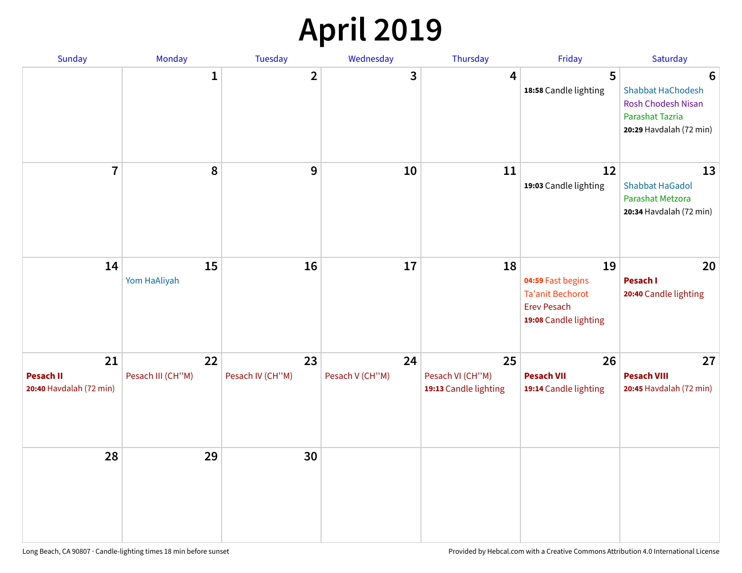# April 2019

| Sunday | Monday | Tuesday | Wednesday | Thursday | Friday | Saturday |
|---|---|---|---|---|---|---|
| | 1 | 2 | 3 | 4 | 5<br>**18:58** Candle lighting | 6<br>Shabbat HaChodesh<br>Rosh Chodesh Nisan<br>Parashat Tazria<br>**20:29** Havdalah (72 min) |
| 7 | 8 | 9 | 10 | 11 | 12<br>**19:03** Candle lighting | 13<br>Shabbat HaGadol<br>Parashat Metzora<br>**20:34** Havdalah (72 min) |
| 14 | 15<br>Yom HaAliyah | 16 | 17 | 18 | 19<br>**04:59** Fast begins<br>Ta'anit Bechorot<br>Erev Pesach<br>**19:08** Candle lighting | 20<br>**Pesach I**<br>**20:40** Candle lighting |
| 21<br>**Pesach II**<br>**20:40** Havdalah (72 min) | 22<br>Pesach III (CH''M) | 23<br>Pesach IV (CH''M) | 24<br>Pesach V (CH''M) | 25<br>Pesach VI (CH''M)<br>**19:13** Candle lighting | 26<br>**Pesach VII**<br>**19:14** Candle lighting | 27<br>**Pesach VIII**<br>**20:45** Havdalah (72 min) |
| 28 | 29 | 30 | | | | |

Long Beach, CA 90807 · Candle-lighting times 18 min before sunset

Provided by Hebcal.com with a Creative Commons Attribution 4.0 International License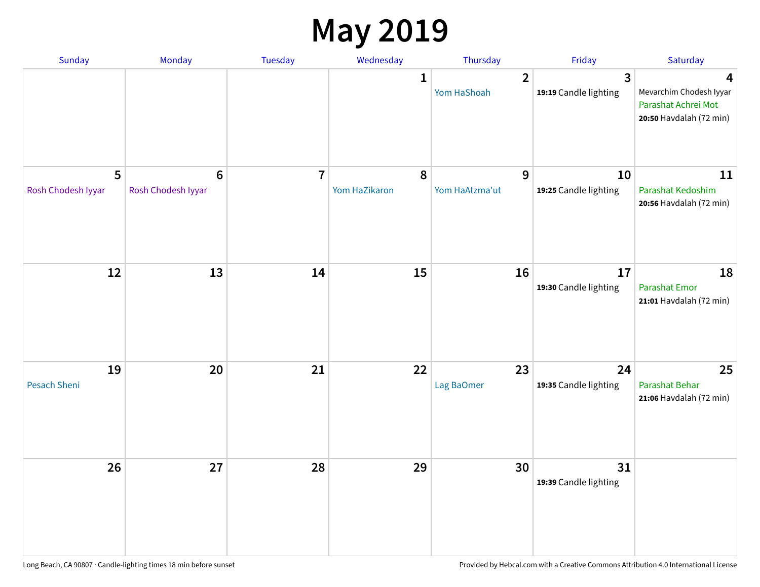# May 2019

| Sunday | Monday | Tuesday | Wednesday | Thursday | Friday | Saturday |
|---|---|---|---|---|---|---|
| | | | 1 | 2<br>Yom HaShoah | 3<br>**19:19** Candle lighting | 4<br>Mevarchim Chodesh Iyyar<br>Parashat Achrei Mot<br>**20:50** Havdalah (72 min) |
| 5<br>Rosh Chodesh Iyyar | 6<br>Rosh Chodesh Iyyar | 7 | 8<br>Yom HaZikaron | 9<br>Yom HaAtzma'ut | 10<br>**19:25** Candle lighting | 11<br>Parashat Kedoshim<br>**20:56** Havdalah (72 min) |
| 12 | 13 | 14 | 15 | 16 | 17<br>**19:30** Candle lighting | 18<br>Parashat Emor<br>**21:01** Havdalah (72 min) |
| 19<br>Pesach Sheni | 20 | 21 | 22 | 23<br>Lag BaOmer | 24<br>**19:35** Candle lighting | 25<br>Parashat Behar<br>**21:06** Havdalah (72 min) |
| 26 | 27 | 28 | 29 | 30 | 31<br>**19:39** Candle lighting | |

Long Beach, CA 90807 · Candle-lighting times 18 min before sunset

Provided by Hebcal.com with a Creative Commons Attribution 4.0 International License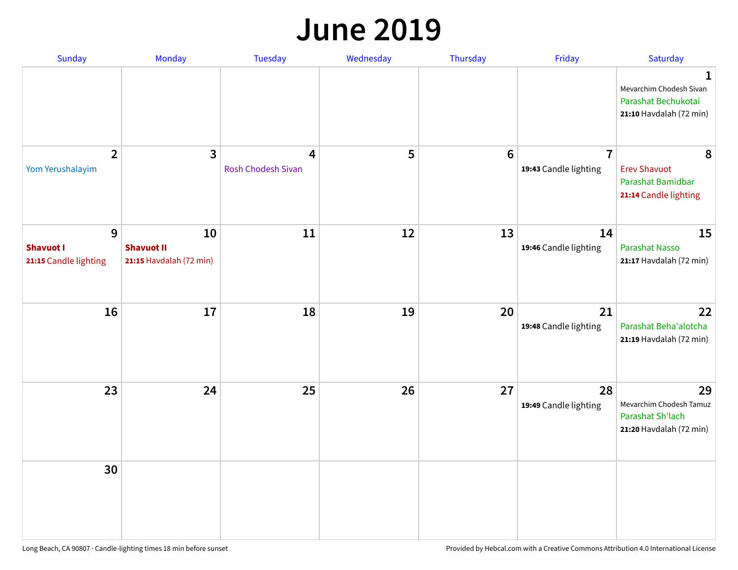# June 2019

| Sunday | Monday | Tuesday | Wednesday | Thursday | Friday | Saturday |
|---|---|---|---|---|---|---|
| | | | | | | **1**<br>Mevarchim Chodesh Sivan<br>Parashat Bechukotai<br>**21:10** Havdalah (72 min) |
| **2**<br>Yom Yerushalayim | **3** | **4**<br>Rosh Chodesh Sivan | **5** | **6** | **7**<br>**19:43** Candle lighting | **8**<br>Erev Shavuot<br>Parashat Bamidbar<br>**21:14** Candle lighting |
| **9**<br>**Shavuot I**<br>**21:15** Candle lighting | **10**<br>**Shavuot II**<br>**21:15** Havdalah (72 min) | **11** | **12** | **13** | **14**<br>**19:46** Candle lighting | **15**<br>Parashat Nasso<br>**21:17** Havdalah (72 min) |
| **16** | **17** | **18** | **19** | **20** | **21**<br>**19:48** Candle lighting | **22**<br>Parashat Beha'alotcha<br>**21:19** Havdalah (72 min) |
| **23** | **24** | **25** | **26** | **27** | **28**<br>**19:49** Candle lighting | **29**<br>Mevarchim Chodesh Tamuz<br>Parashat Sh'lach<br>**21:20** Havdalah (72 min) |
| **30** | | | | | | |

Long Beach, CA 90807 · Candle-lighting times 18 min before sunset

Provided by Hebcal.com with a Creative Commons Attribution 4.0 International License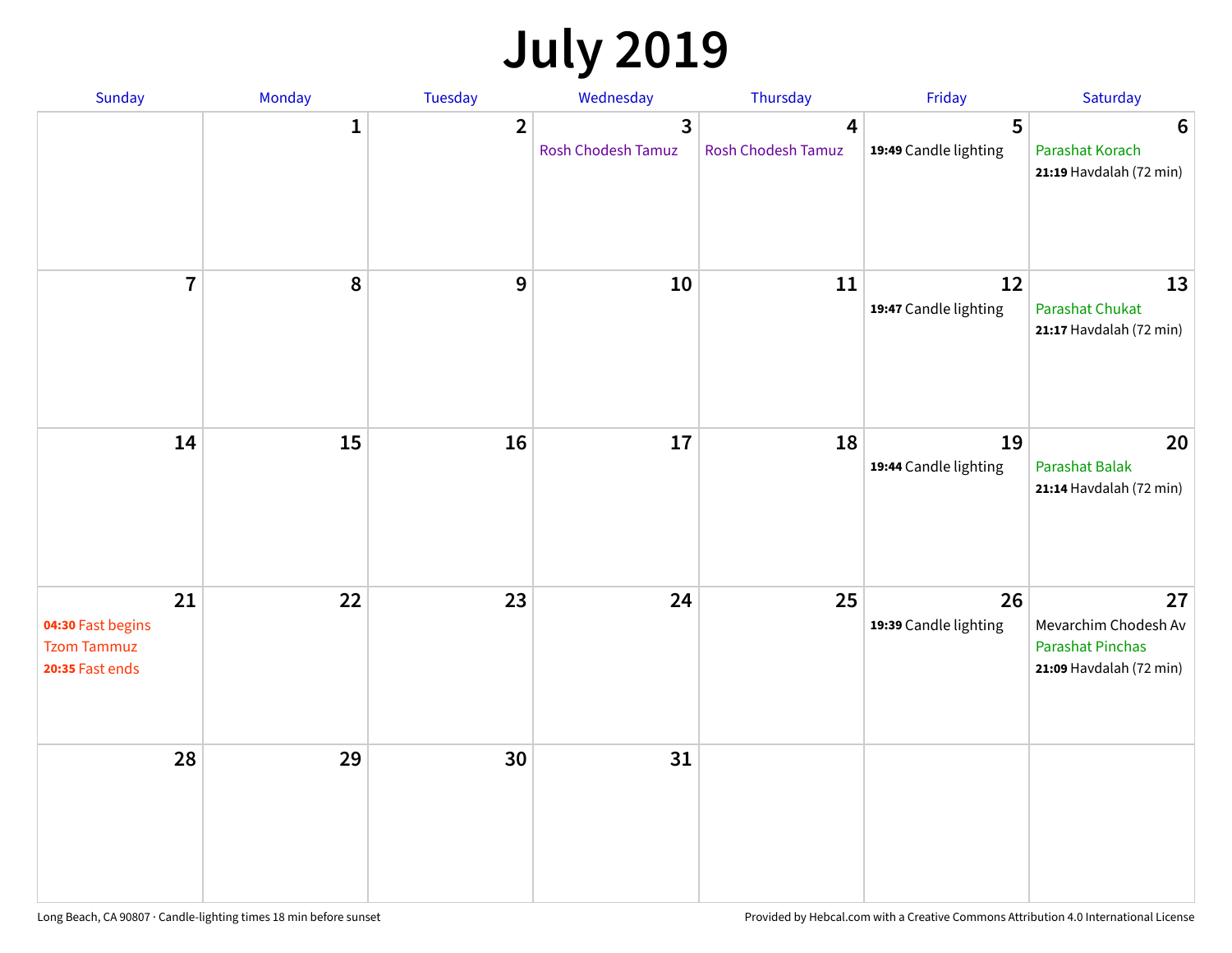# July 2019

| Sunday | Monday | Tuesday | Wednesday | Thursday | Friday | Saturday |
|---|---|---|---|---|---|---|
| | 1 | 2 | 3<br>Rosh Chodesh Tamuz | 4<br>Rosh Chodesh Tamuz | 5<br>**19:49** Candle lighting | 6<br>Parashat Korach<br>**21:19** Havdalah (72 min) |
| 7 | 8 | 9 | 10 | 11 | 12<br>**19:47** Candle lighting | 13<br>Parashat Chukat<br>**21:17** Havdalah (72 min) |
| 14 | 15 | 16 | 17 | 18 | 19<br>**19:44** Candle lighting | 20<br>Parashat Balak<br>**21:14** Havdalah (72 min) |
| 21<br>**04:30** Fast begins<br>Tzom Tammuz<br>**20:35** Fast ends | 22 | 23 | 24 | 25 | 26<br>**19:39** Candle lighting | 27<br>Mevarchim Chodesh Av<br>Parashat Pinchas<br>**21:09** Havdalah (72 min) |
| 28 | 29 | 30 | 31 | | | |

Long Beach, CA 90807 · Candle-lighting times 18 min before sunset

Provided by Hebcal.com with a Creative Commons Attribution 4.0 International License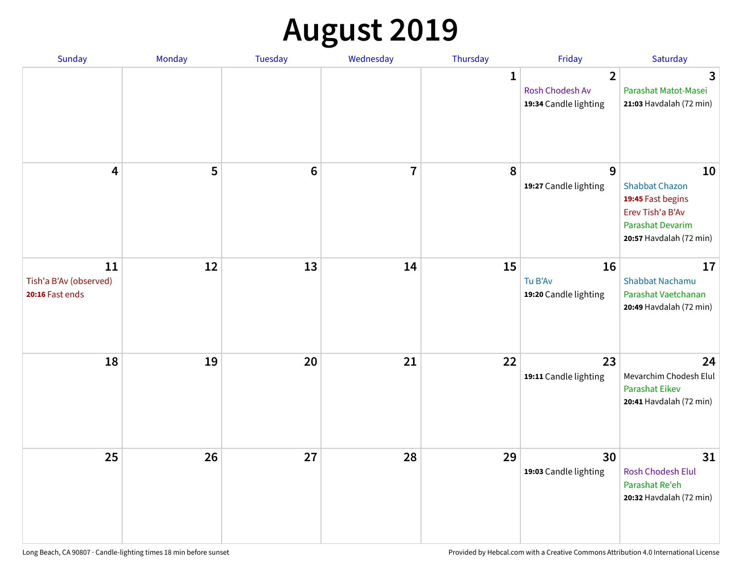# August 2019

| Sunday | Monday | Tuesday | Wednesday | Thursday | Friday | Saturday |
|---|---|---|---|---|---|---|
| | | | | 1 | 2<br>Rosh Chodesh Av<br>**19:34** Candle lighting | 3<br>Parashat Matot-Masei<br>**21:03** Havdalah (72 min) |
| 4 | 5 | 6 | 7 | 8 | 9<br>**19:27** Candle lighting | 10<br>Shabbat Chazon<br>**19:45** Fast begins<br>Erev Tish'a B'Av<br>Parashat Devarim<br>**20:57** Havdalah (72 min) |
| 11<br>Tish'a B'Av (observed)<br>**20:16** Fast ends | 12 | 13 | 14 | 15 | 16<br>Tu B'Av<br>**19:20** Candle lighting | 17<br>Shabbat Nachamu<br>Parashat Vaetchanan<br>**20:49** Havdalah (72 min) |
| 18 | 19 | 20 | 21 | 22 | 23<br>**19:11** Candle lighting | 24<br>Mevarchim Chodesh Elul<br>Parashat Eikev<br>**20:41** Havdalah (72 min) |
| 25 | 26 | 27 | 28 | 29 | 30<br>**19:03** Candle lighting | 31<br>Rosh Chodesh Elul<br>Parashat Re'eh<br>**20:32** Havdalah (72 min) |

Long Beach, CA 90807 · Candle-lighting times 18 min before sunset

Provided by Hebcal.com with a Creative Commons Attribution 4.0 International License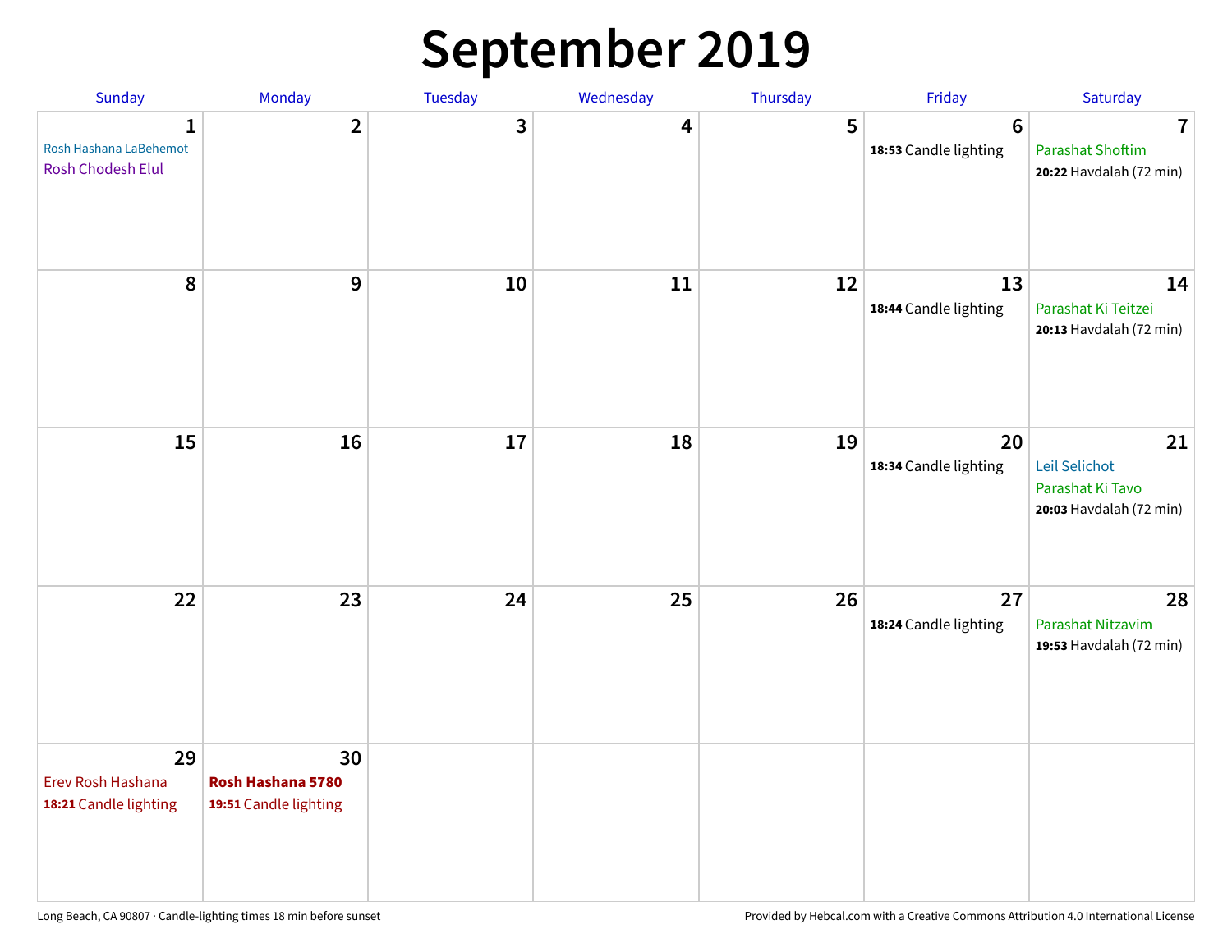# September 2019

| Sunday | Monday | Tuesday | Wednesday | Thursday | Friday | Saturday |
|---|---|---|---|---|---|---|
| **1** Rosh Hashana LaBehemot Rosh Chodesh Elul | **2** | **3** | **4** | **5** | **6** **18:53** Candle lighting | **7** Parashat Shoftim **20:22** Havdalah (72 min) |
| **8** | **9** | **10** | **11** | **12** | **13** **18:44** Candle lighting | **14** Parashat Ki Teitzei **20:13** Havdalah (72 min) |
| **15** | **16** | **17** | **18** | **19** | **20** **18:34** Candle lighting | **21** Leil Selichot Parashat Ki Tavo **20:03** Havdalah (72 min) |
| **22** | **23** | **24** | **25** | **26** | **27** **18:24** Candle lighting | **28** Parashat Nitzavim **19:53** Havdalah (72 min) |
| **29** Erev Rosh Hashana **18:21** Candle lighting | **30** **Rosh Hashana 5780** **19:51** Candle lighting | | | | | |

Long Beach, CA 90807 · Candle-lighting times 18 min before sunset

Provided by Hebcal.com with a Creative Commons Attribution 4.0 International License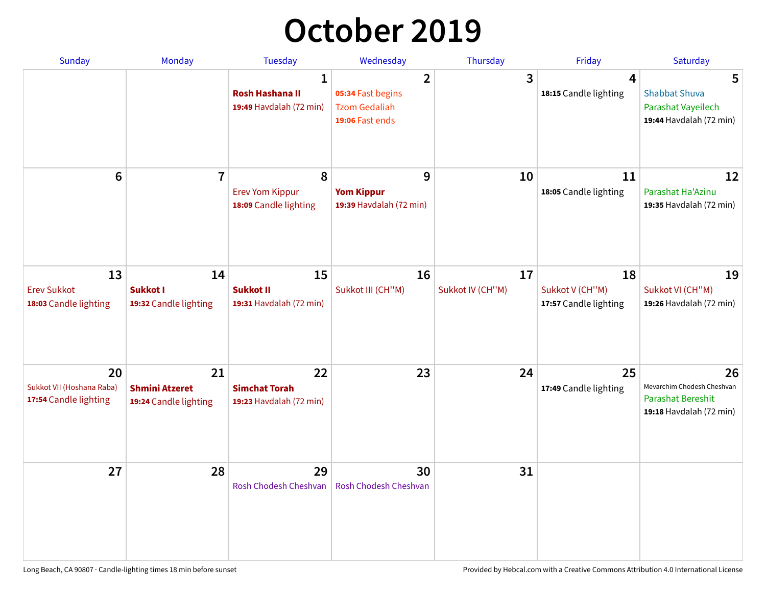# October 2019

| Sunday | Monday | Tuesday | Wednesday | Thursday | Friday | Saturday |
|---|---|---|---|---|---|---|
| | | **1**<br>**Rosh Hashana II**<br>**19:49** Havdalah (72 min) | **2**<br>**05:34** Fast begins<br>Tzom Gedaliah<br>**19:06** Fast ends | **3** | **4**<br>**18:15** Candle lighting | **5**<br>Shabbat Shuva<br>Parashat Vayeilech<br>**19:44** Havdalah (72 min) |
| **6** | **7** | **8**<br>Erev Yom Kippur<br>**18:09** Candle lighting | **9**<br>**Yom Kippur**<br>**19:39** Havdalah (72 min) | **10** | **11**<br>**18:05** Candle lighting | **12**<br>Parashat Ha'Azinu<br>**19:35** Havdalah (72 min) |
| **13**<br>Erev Sukkot<br>**18:03** Candle lighting | **14**<br>**Sukkot I**<br>**19:32** Candle lighting | **15**<br>**Sukkot II**<br>**19:31** Havdalah (72 min) | **16**<br>Sukkot III (CH''M) | **17**<br>Sukkot IV (CH''M) | **18**<br>Sukkot V (CH''M)<br>**17:57** Candle lighting | **19**<br>Sukkot VI (CH''M)<br>**19:26** Havdalah (72 min) |
| **20**<br>Sukkot VII (Hoshana Raba)<br>**17:54** Candle lighting | **21**<br>**Shmini Atzeret**<br>**19:24** Candle lighting | **22**<br>**Simchat Torah**<br>**19:23** Havdalah (72 min) | **23** | **24** | **25**<br>**17:49** Candle lighting | **26**<br>Mevarchim Chodesh Cheshvan<br>Parashat Bereshit<br>**19:18** Havdalah (72 min) |
| **27** | **28** | **29**<br>Rosh Chodesh Cheshvan | **30**<br>Rosh Chodesh Cheshvan | **31** | | |

Long Beach, CA 90807 · Candle-lighting times 18 min before sunset

Provided by Hebcal.com with a Creative Commons Attribution 4.0 International License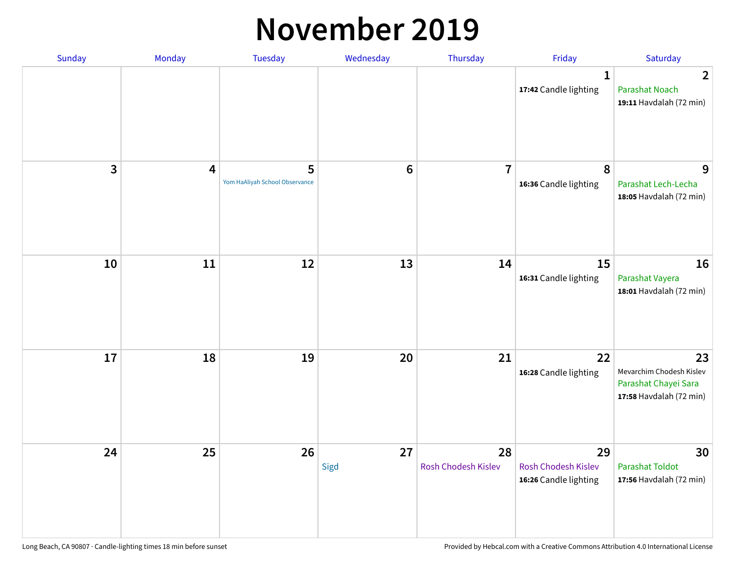# November 2019

| Sunday | Monday | Tuesday | Wednesday | Thursday | Friday | Saturday |
|---|---|---|---|---|---|---|
| | | | | | 1<br>**17:42** Candle lighting | 2<br>Parashat Noach<br>**19:11** Havdalah (72 min) |
| 3 | 4 | 5<br>Yom HaAliyah School Observance | 6 | 7 | 8<br>**16:36** Candle lighting | 9<br>Parashat Lech-Lecha<br>**18:05** Havdalah (72 min) |
| 10 | 11 | 12 | 13 | 14 | 15<br>**16:31** Candle lighting | 16<br>Parashat Vayera<br>**18:01** Havdalah (72 min) |
| 17 | 18 | 19 | 20 | 21 | 22<br>**16:28** Candle lighting | 23<br>Mevarchim Chodesh Kislev<br>Parashat Chayei Sara<br>**17:58** Havdalah (72 min) |
| 24 | 25 | 26 | 27<br>Sigd | 28<br>Rosh Chodesh Kislev | 29<br>Rosh Chodesh Kislev<br>**16:26** Candle lighting | 30<br>Parashat Toldot<br>**17:56** Havdalah (72 min) |

Long Beach, CA 90807 · Candle-lighting times 18 min before sunset

Provided by Hebcal.com with a Creative Commons Attribution 4.0 International License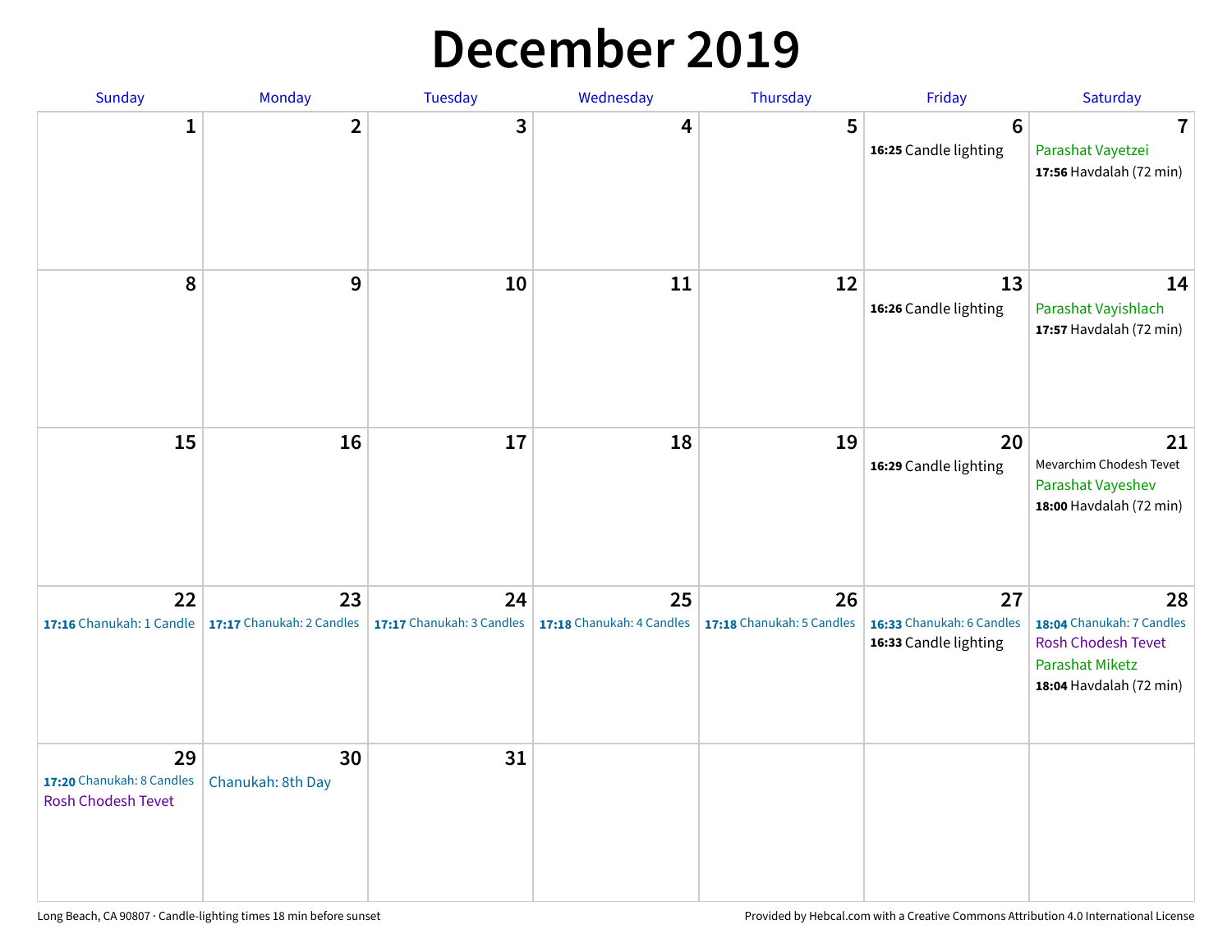# December 2019

| Sunday | Monday | Tuesday | Wednesday | Thursday | Friday | Saturday |
| --- | --- | --- | --- | --- | --- | --- |
| 1 | 2 | 3 | 4 | 5 | 6<br>**16:25** Candle lighting | 7<br>Parashat Vayetzei<br>**17:56** Havdalah (72 min) |
| 8 | 9 | 10 | 11 | 12 | 13<br>**16:26** Candle lighting | 14<br>Parashat Vayishlach<br>**17:57** Havdalah (72 min) |
| 15 | 16 | 17 | 18 | 19 | 20<br>**16:29** Candle lighting | 21<br>Mevarchim Chodesh Tevet<br>Parashat Vayeshev<br>**18:00** Havdalah (72 min) |
| 22<br>**17:16** Chanukah: 1 Candle | 23<br>**17:17** Chanukah: 2 Candles | 24<br>**17:17** Chanukah: 3 Candles | 25<br>**17:18** Chanukah: 4 Candles | 26<br>**17:18** Chanukah: 5 Candles | 27<br>**16:33** Chanukah: 6 Candles<br>**16:33** Candle lighting | 28<br>**18:04** Chanukah: 7 Candles<br>Rosh Chodesh Tevet<br>Parashat Miketz<br>**18:04** Havdalah (72 min) |
| 29<br>**17:20** Chanukah: 8 Candles<br>Rosh Chodesh Tevet | 30<br>Chanukah: 8th Day | 31 | | | | |

Long Beach, CA 90807 · Candle-lighting times 18 min before sunset

Provided by Hebcal.com with a Creative Commons Attribution 4.0 International License